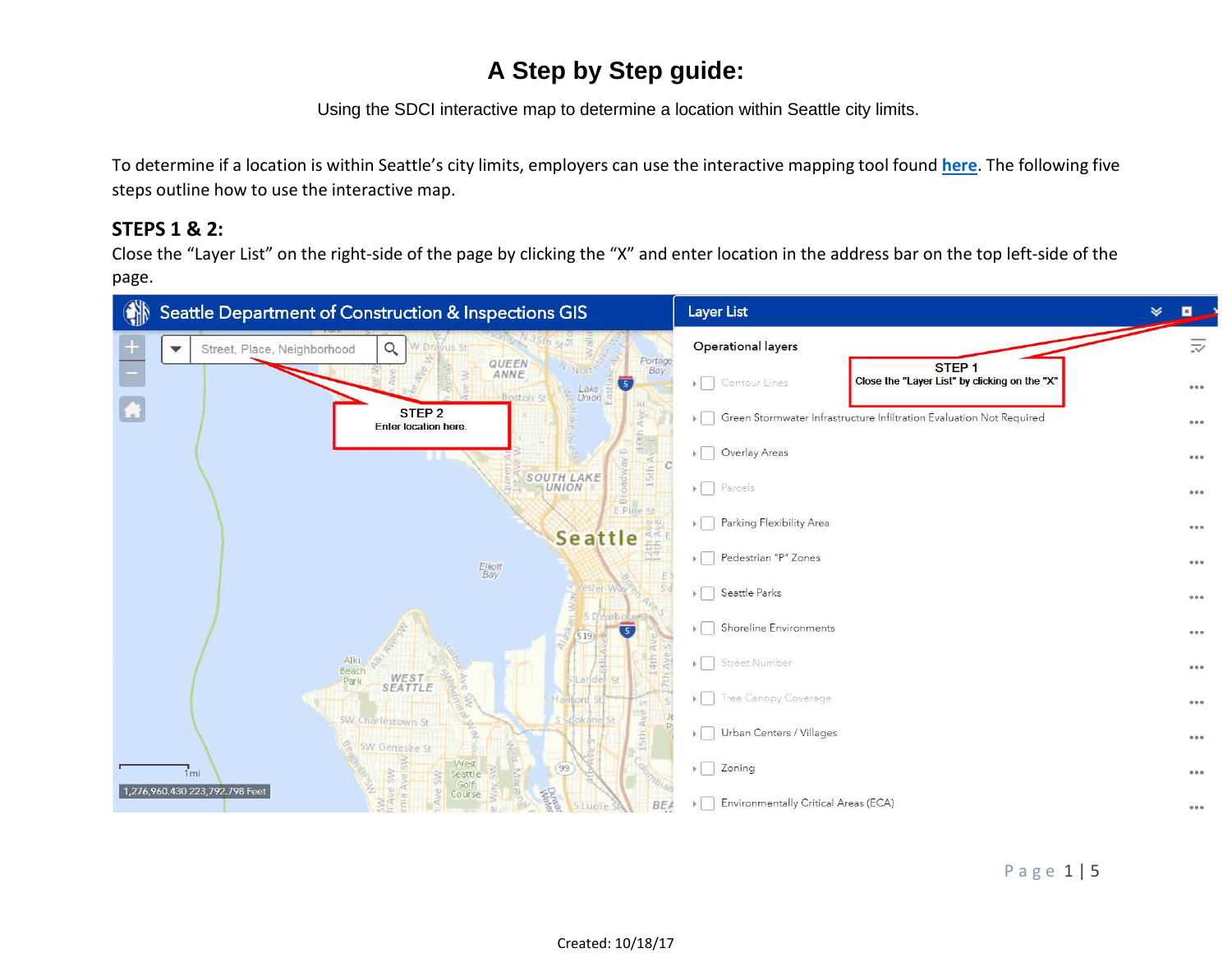# A Step by Step guide:

Using the SDCI interactive map to determine a location within Seattle city limits.

To determine if a location is within Seattle's city limits, employers can use the interactive mapping tool found **here**. The following five steps outline how to use the interactive map.

## STEPS 1 & 2:

Close the "Layer List" on the right-side of the page by clicking the "X" and enter location in the address bar on the top left-side of the page.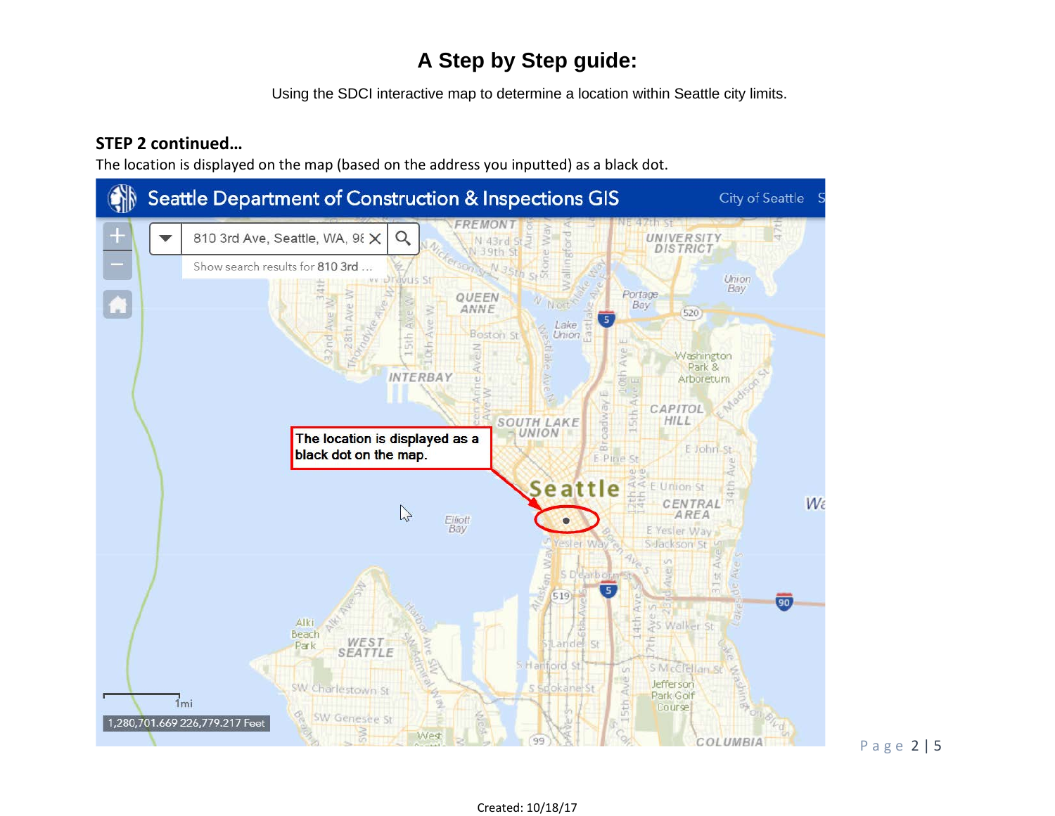# A Step by Step guide:

Using the SDCI interactive map to determine a location within Seattle city limits.

### STEP 2 continued…

The location is displayed on the map (based on the address you inputted) as a black dot.

Created: 10/18/17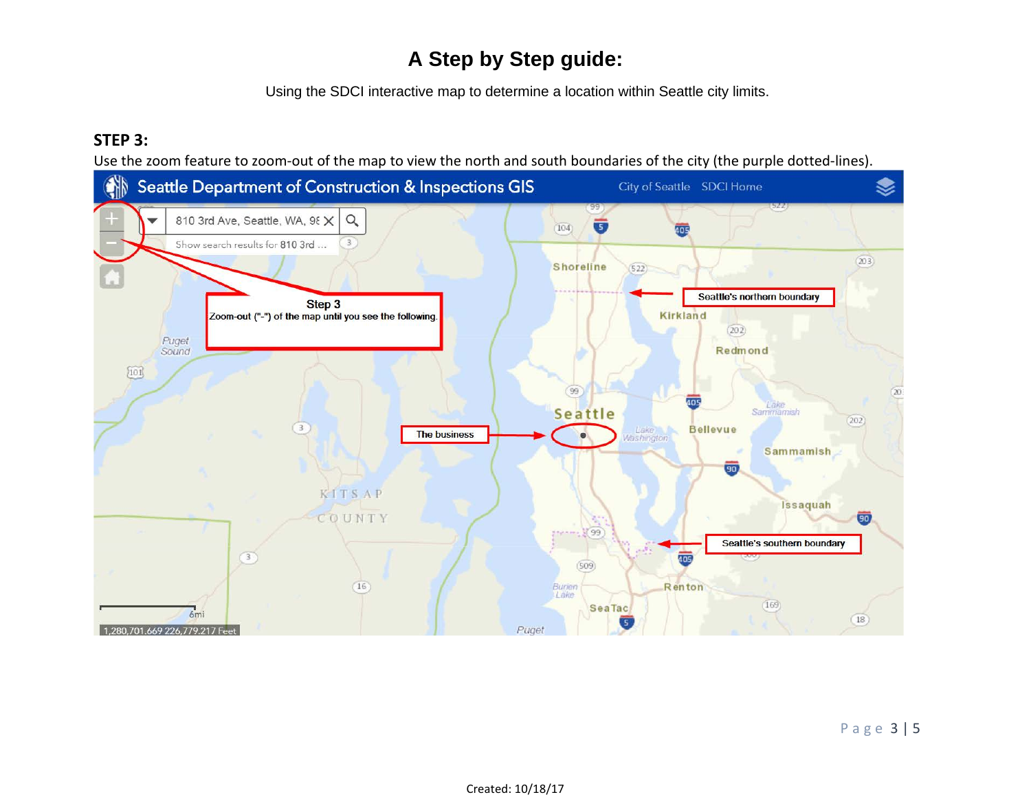# A Step by Step guide:

Using the SDCI interactive map to determine a location within Seattle city limits.

### STEP 3:

Use the zoom feature to zoom-out of the map to view the north and south boundaries of the city (the purple dotted-lines).

Seattle Department of Construction & Inspections GIS

City of Seattle SDCI Home

810 3rd Ave, Seattle, WA, 98

Show search results for 810 3rd ...

Step 3
Zoom-out ("-") of the map until you see the following.

Seattle's northern boundary

The business

Seattle's southern boundary

6mi

1,280,701.669 226,779.217 Feet

Created: 10/18/17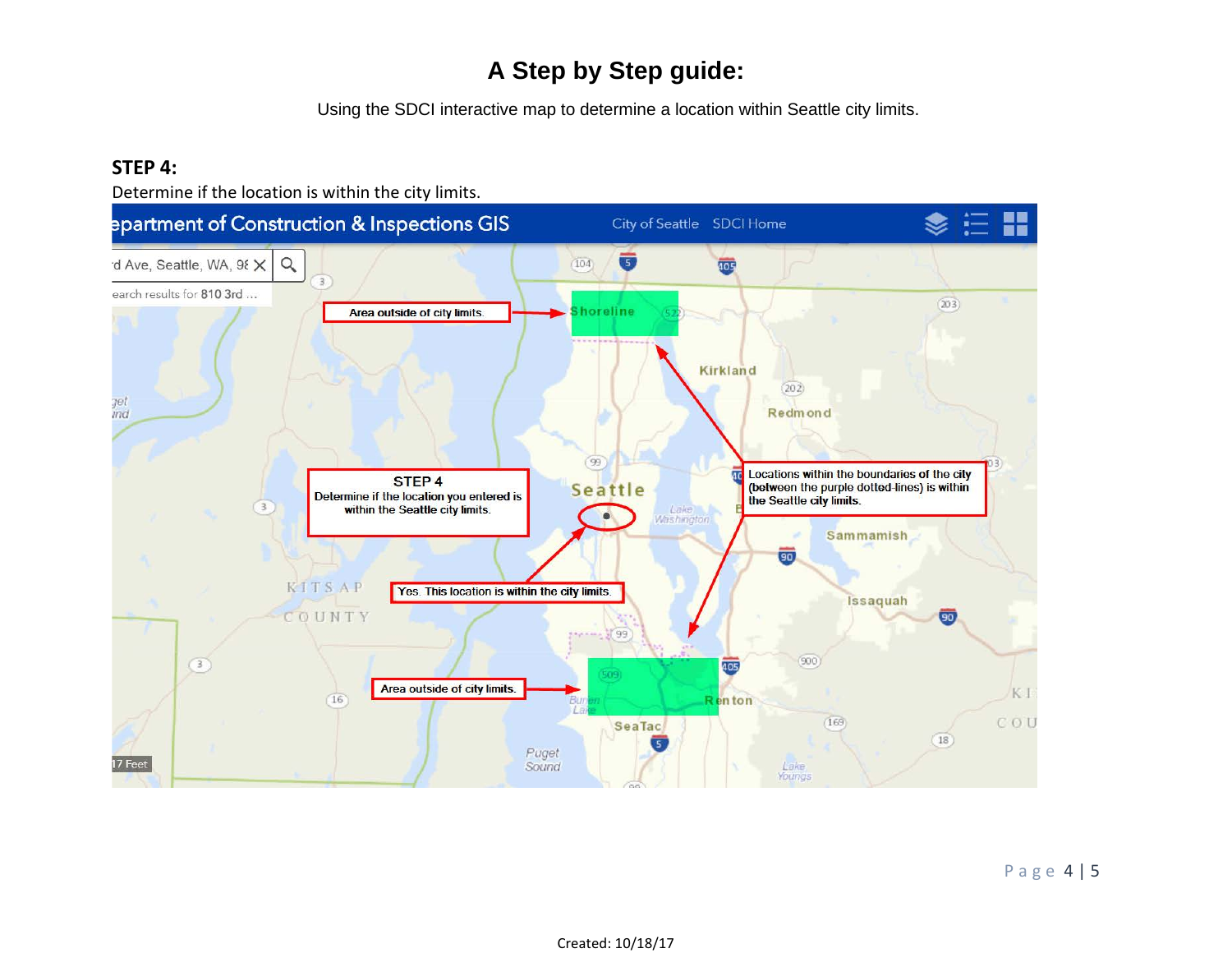# A Step by Step guide:

Using the SDCI interactive map to determine a location within Seattle city limits.

## STEP 4:

Determine if the location is within the city limits.

Area outside of city limits.

STEP 4
Determine if the location you entered is within the Seattle city limits.

Yes. This location is within the city limits.

Locations within the boundaries of the city (between the purple dotted-lines) is within the Seattle city limits.

Area outside of city limits.

Created: 10/18/17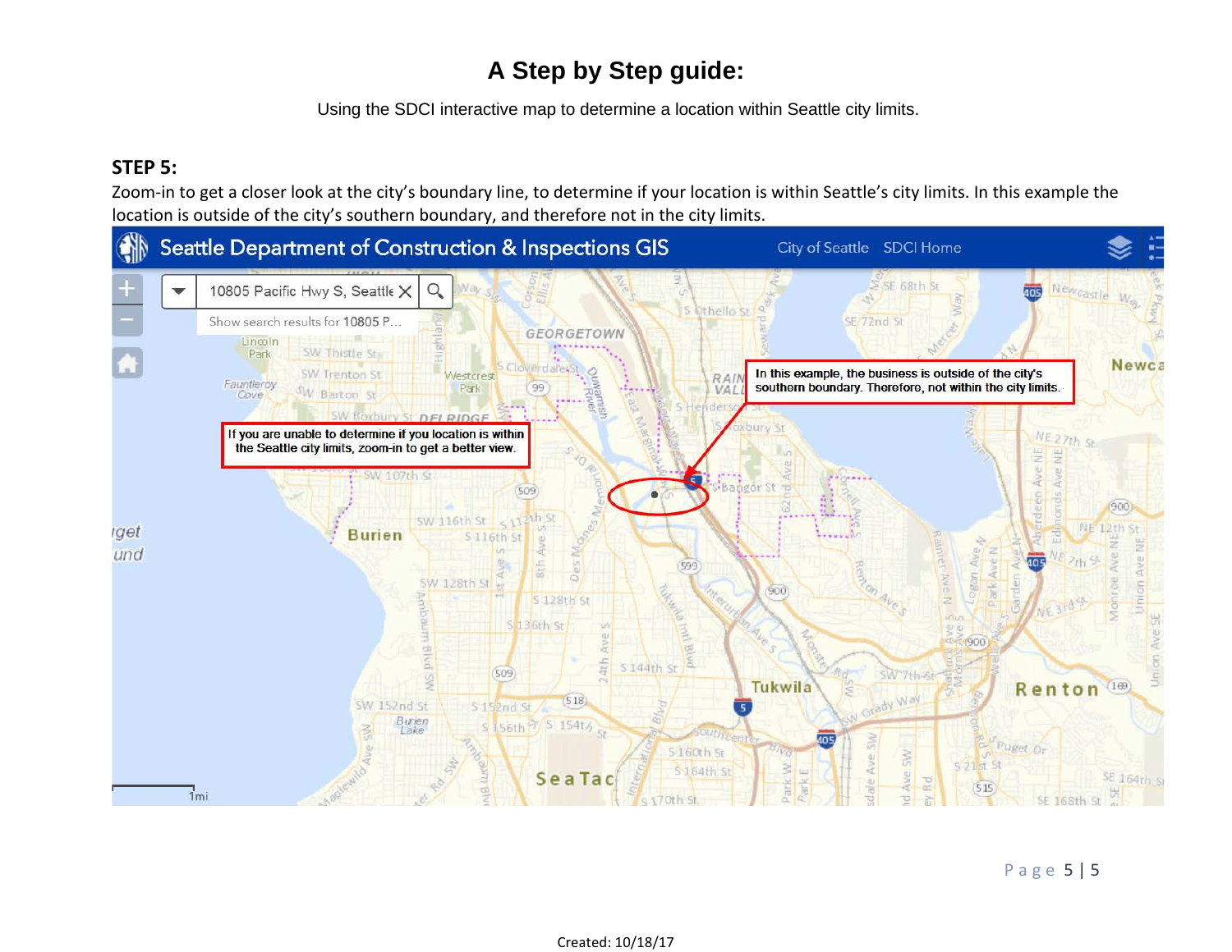# A Step by Step guide:

Using the SDCI interactive map to determine a location within Seattle city limits.

### STEP 5:

Zoom-in to get a closer look at the city's boundary line, to determine if your location is within Seattle's city limits. In this example the location is outside of the city's southern boundary, and therefore not in the city limits.

Seattle Department of Construction & Inspections GIS

City of Seattle SDCI Home

10805 Pacific Hwy S, Seattle

Show search results for 10805 P...

In this example, the business is outside of the city's southern boundary. Therefore, not within the city limits.

If you are unable to determine if you location is within the Seattle city limits, zoom-in to get a better view.

1mi

Created: 10/18/17